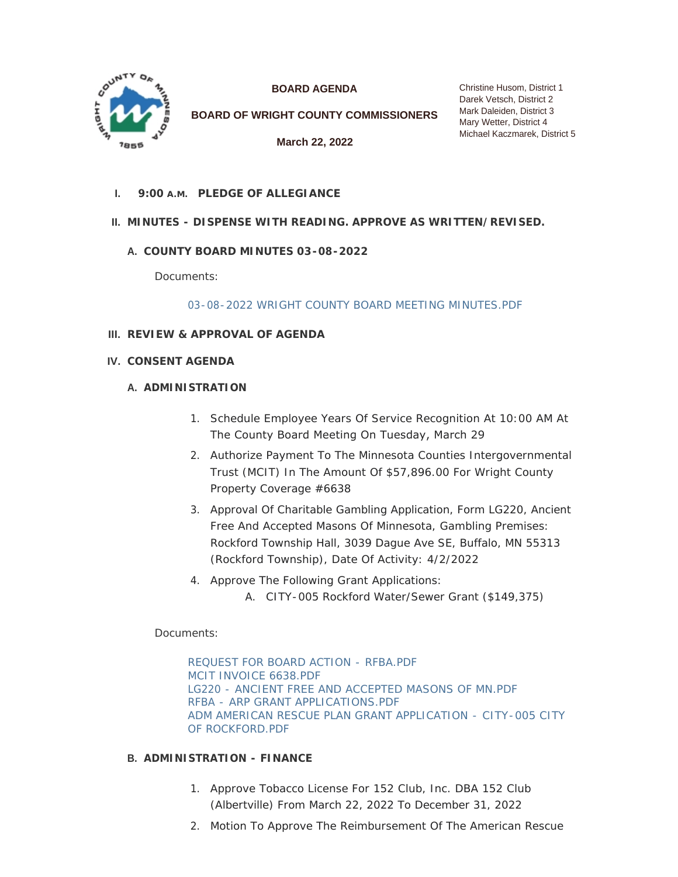**BOARD AGENDA**

**BOARD OF WRIGHT COUNTY COMMISSIONERS**

**March 22, 2022**

Christine Husom, District 1
Darek Vetsch, District 2
Mark Daleiden, District 3
Mary Wetter, District 4
Michael Kaczmarek, District 5

## I. 9:00 A.M. PLEDGE OF ALLEGIANCE

## II. MINUTES - DISPENSE WITH READING. APPROVE AS WRITTEN/REVISED.

### A. COUNTY BOARD MINUTES 03-08-2022

Documents:

03-08-2022 WRIGHT COUNTY BOARD MEETING MINUTES.PDF

## III. REVIEW & APPROVAL OF AGENDA

## IV. CONSENT AGENDA

### A. ADMINISTRATION

1. Schedule Employee Years Of Service Recognition At 10:00 AM At The County Board Meeting On Tuesday, March 29
2. Authorize Payment To The Minnesota Counties Intergovernmental Trust (MCIT) In The Amount Of $57,896.00 For Wright County Property Coverage #6638
3. Approval Of Charitable Gambling Application, Form LG220, Ancient Free And Accepted Masons Of Minnesota, Gambling Premises: Rockford Township Hall, 3039 Dague Ave SE, Buffalo, MN 55313 (Rockford Township), Date Of Activity: 4/2/2022
4. Approve The Following Grant Applications:
   A. CITY-005 Rockford Water/Sewer Grant ($149,375)

Documents:

REQUEST FOR BOARD ACTION - RFBA.PDF
MCIT INVOICE 6638.PDF
LG220 - ANCIENT FREE AND ACCEPTED MASONS OF MN.PDF
RFBA - ARP GRANT APPLICATIONS.PDF
ADM AMERICAN RESCUE PLAN GRANT APPLICATION - CITY-005 CITY OF ROCKFORD.PDF

### B. ADMINISTRATION - FINANCE

1. Approve Tobacco License For 152 Club, Inc. DBA 152 Club (Albertville) From March 22, 2022 To December 31, 2022
2. Motion To Approve The Reimbursement Of The American Rescue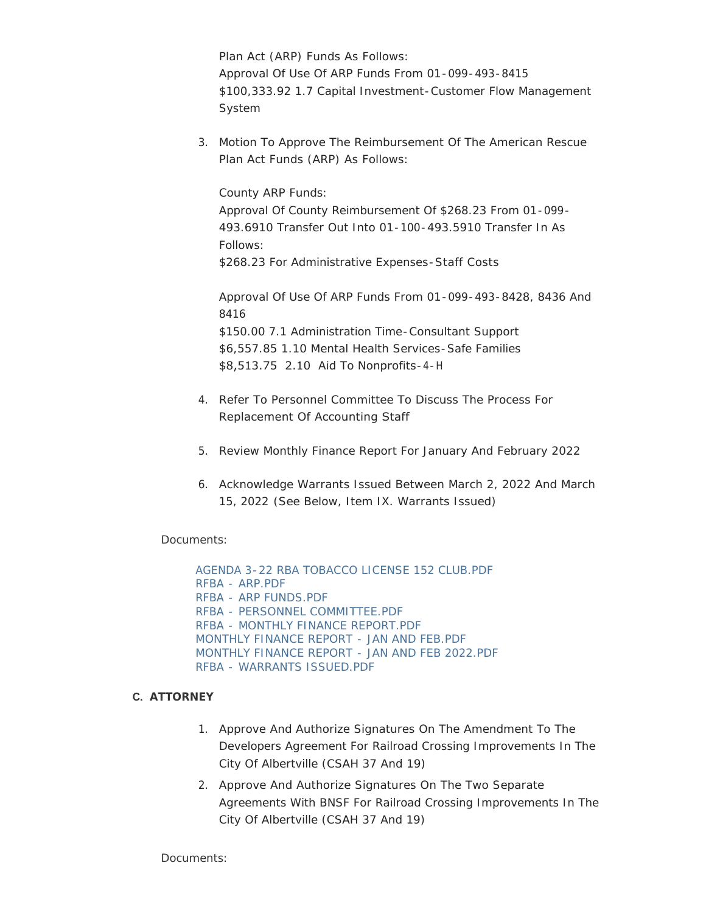Plan Act (ARP) Funds As Follows:
Approval Of Use Of ARP Funds From 01-099-493-8415
$100,333.92 1.7 Capital Investment-Customer Flow Management System

3. Motion To Approve The Reimbursement Of The American Rescue Plan Act Funds (ARP) As Follows:

   County ARP Funds:
   Approval Of County Reimbursement Of $268.23 From 01-099-493.6910 Transfer Out Into 01-100-493.5910 Transfer In As Follows:
   $268.23 For Administrative Expenses-Staff Costs

   Approval Of Use Of ARP Funds From 01-099-493-8428, 8436 And 8416
   $150.00 7.1 Administration Time-Consultant Support
   $6,557.85 1.10 Mental Health Services-Safe Families
   $8,513.75 2.10 Aid To Nonprofits-4-H

4. Refer To Personnel Committee To Discuss The Process For Replacement Of Accounting Staff

5. Review Monthly Finance Report For January And February 2022

6. Acknowledge Warrants Issued Between March 2, 2022 And March 15, 2022 (See Below, Item IX. Warrants Issued)

Documents:

AGENDA 3-22 RBA TOBACCO LICENSE 152 CLUB.PDF
RFBA - ARP.PDF
RFBA - ARP FUNDS.PDF
RFBA - PERSONNEL COMMITTEE.PDF
RFBA - MONTHLY FINANCE REPORT.PDF
MONTHLY FINANCE REPORT - JAN AND FEB.PDF
MONTHLY FINANCE REPORT - JAN AND FEB 2022.PDF
RFBA - WARRANTS ISSUED.PDF

### C. ATTORNEY

1. Approve And Authorize Signatures On The Amendment To The Developers Agreement For Railroad Crossing Improvements In The City Of Albertville (CSAH 37 And 19)
2. Approve And Authorize Signatures On The Two Separate Agreements With BNSF For Railroad Crossing Improvements In The City Of Albertville (CSAH 37 And 19)

Documents: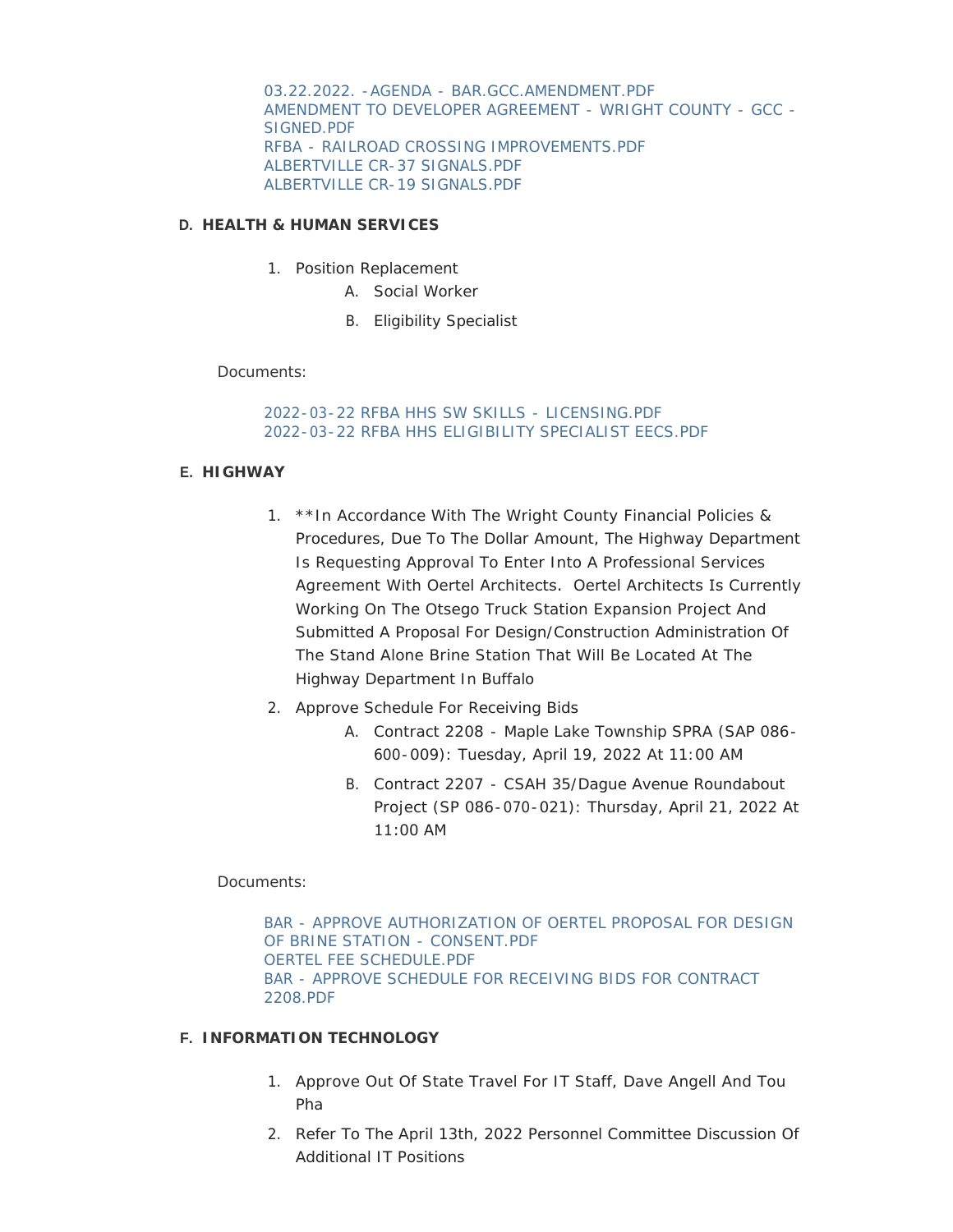03.22.2022. -AGENDA - BAR.GCC.AMENDMENT.PDF
AMENDMENT TO DEVELOPER AGREEMENT - WRIGHT COUNTY - GCC - SIGNED.PDF
RFBA - RAILROAD CROSSING IMPROVEMENTS.PDF
ALBERTVILLE CR-37 SIGNALS.PDF
ALBERTVILLE CR-19 SIGNALS.PDF

**D. HEALTH & HUMAN SERVICES**

1. Position Replacement
   A. Social Worker
   B. Eligibility Specialist

Documents:

2022-03-22 RFBA HHS SW SKILLS - LICENSING.PDF
2022-03-22 RFBA HHS ELIGIBILITY SPECIALIST EECS.PDF

**E. HIGHWAY**

1. **In Accordance With The Wright County Financial Policies & Procedures, Due To The Dollar Amount, The Highway Department Is Requesting Approval To Enter Into A Professional Services Agreement With Oertel Architects. Oertel Architects Is Currently Working On The Otsego Truck Station Expansion Project And Submitted A Proposal For Design/Construction Administration Of The Stand Alone Brine Station That Will Be Located At The Highway Department In Buffalo
2. Approve Schedule For Receiving Bids
   A. Contract 2208 - Maple Lake Township SPRA (SAP 086-600-009): Tuesday, April 19, 2022 At 11:00 AM
   B. Contract 2207 - CSAH 35/Dague Avenue Roundabout Project (SP 086-070-021): Thursday, April 21, 2022 At 11:00 AM

Documents:

BAR - APPROVE AUTHORIZATION OF OERTEL PROPOSAL FOR DESIGN OF BRINE STATION - CONSENT.PDF
OERTEL FEE SCHEDULE.PDF
BAR - APPROVE SCHEDULE FOR RECEIVING BIDS FOR CONTRACT 2208.PDF

**F. INFORMATION TECHNOLOGY**

1. Approve Out Of State Travel For IT Staff, Dave Angell And Tou Pha
2. Refer To The April 13th, 2022 Personnel Committee Discussion Of Additional IT Positions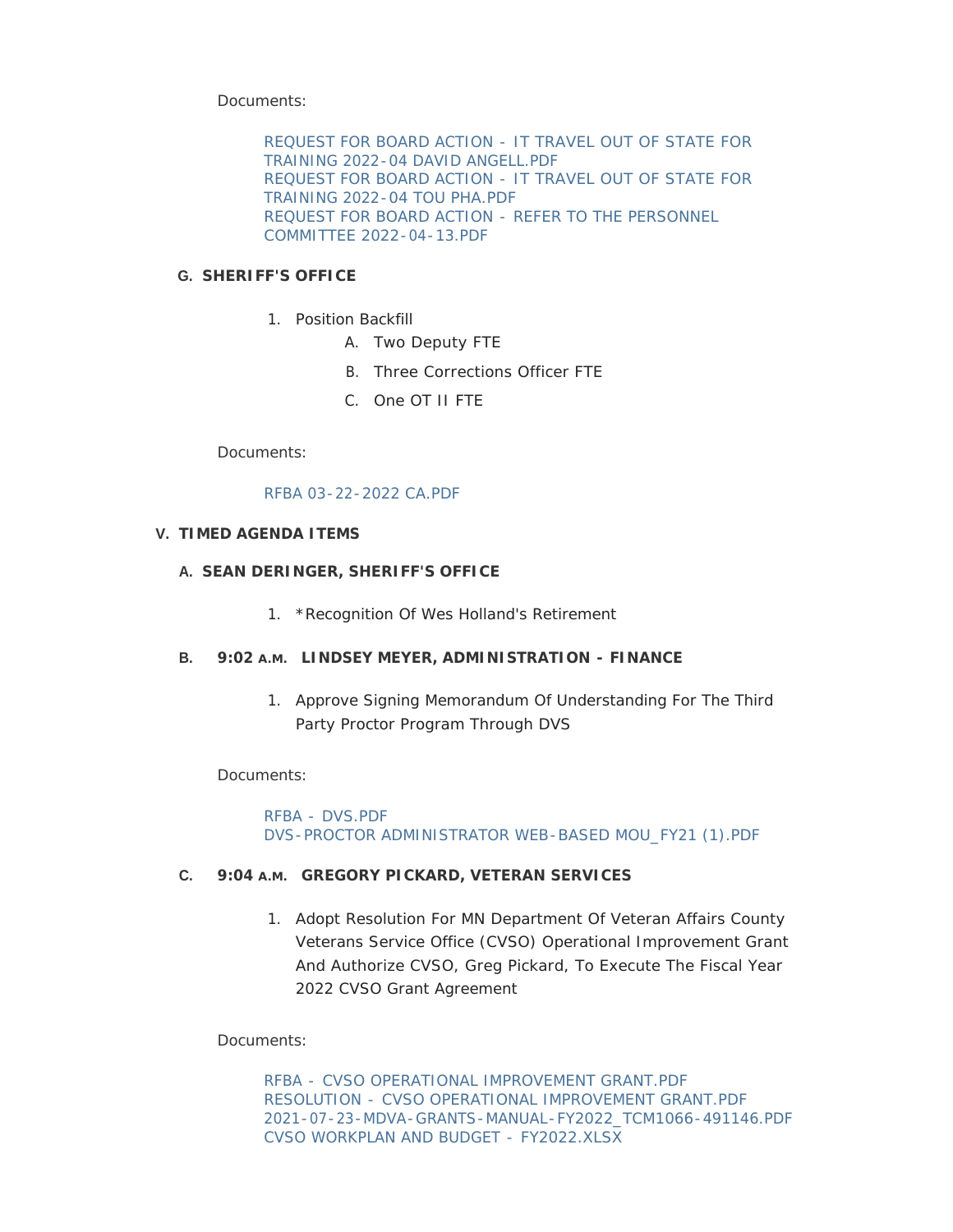Documents:

REQUEST FOR BOARD ACTION - IT TRAVEL OUT OF STATE FOR TRAINING 2022-04 DAVID ANGELL.PDF
REQUEST FOR BOARD ACTION - IT TRAVEL OUT OF STATE FOR TRAINING 2022-04 TOU PHA.PDF
REQUEST FOR BOARD ACTION - REFER TO THE PERSONNEL COMMITTEE 2022-04-13.PDF

**G. SHERIFF'S OFFICE**

1. Position Backfill
    A. Two Deputy FTE
    B. Three Corrections Officer FTE
    C. One OT II FTE

Documents:

RFBA 03-22-2022 CA.PDF

**V. TIMED AGENDA ITEMS**

**A. SEAN DERINGER, SHERIFF'S OFFICE**

1. *Recognition Of Wes Holland's Retirement

**B. 9:02 A.M. LINDSEY MEYER, ADMINISTRATION - FINANCE**

1. Approve Signing Memorandum Of Understanding For The Third Party Proctor Program Through DVS

Documents:

RFBA - DVS.PDF
DVS-PROCTOR ADMINISTRATOR WEB-BASED MOU_FY21 (1).PDF

**C. 9:04 A.M. GREGORY PICKARD, VETERAN SERVICES**

1. Adopt Resolution For MN Department Of Veteran Affairs County Veterans Service Office (CVSO) Operational Improvement Grant And Authorize CVSO, Greg Pickard, To Execute The Fiscal Year 2022 CVSO Grant Agreement

Documents:

RFBA - CVSO OPERATIONAL IMPROVEMENT GRANT.PDF
RESOLUTION - CVSO OPERATIONAL IMPROVEMENT GRANT.PDF
2021-07-23-MDVA-GRANTS-MANUAL-FY2022_TCM1066-491146.PDF
CVSO WORKPLAN AND BUDGET - FY2022.XLSX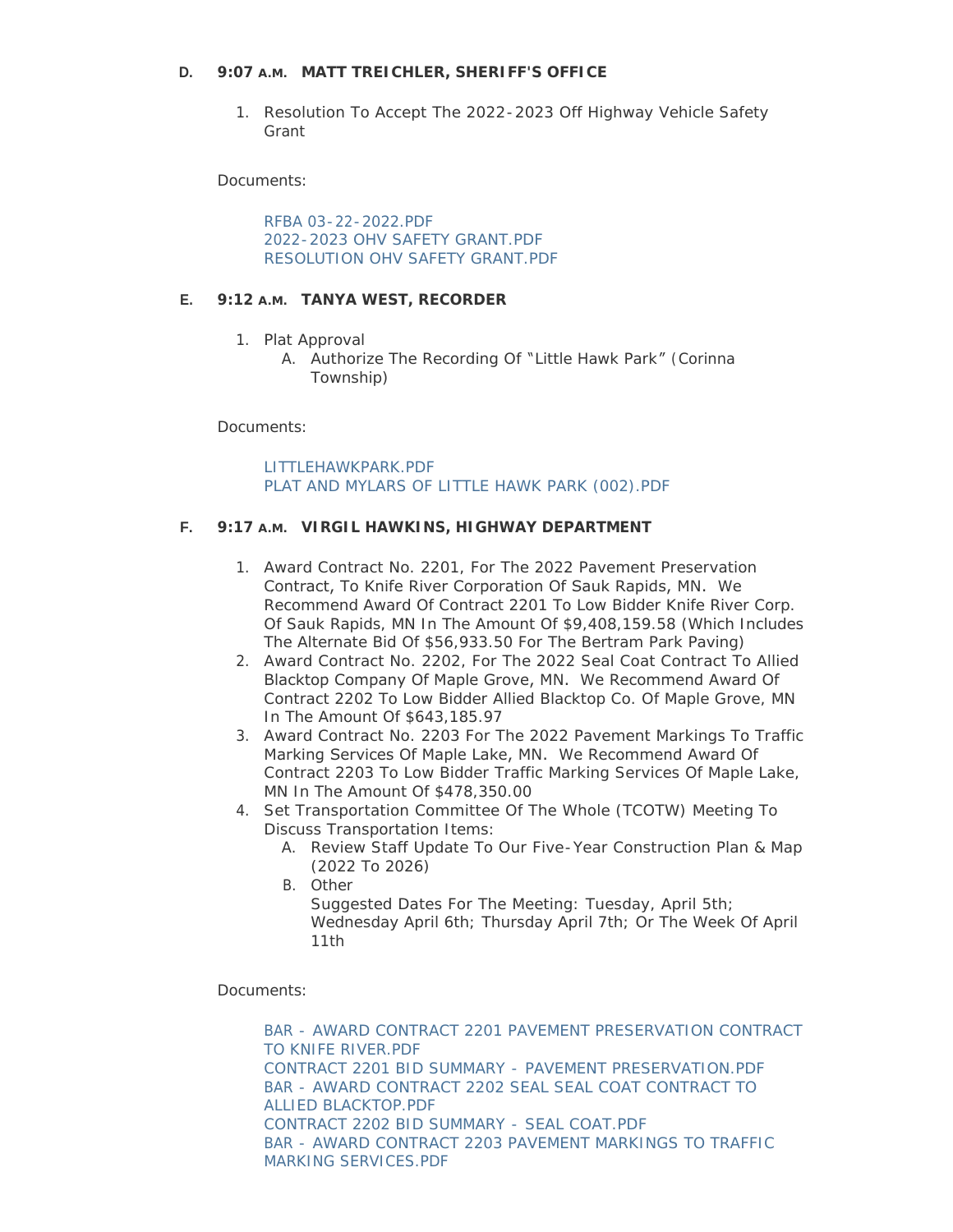**D. 9:07 A.M. MATT TREICHLER, SHERIFF'S OFFICE**

1. Resolution To Accept The 2022-2023 Off Highway Vehicle Safety Grant

Documents:

RFBA 03-22-2022.PDF
2022-2023 OHV SAFETY GRANT.PDF
RESOLUTION OHV SAFETY GRANT.PDF

**E. 9:12 A.M. TANYA WEST, RECORDER**

1. Plat Approval
   A. Authorize The Recording Of "Little Hawk Park" (Corinna Township)

Documents:

LITTLEHAWKPARK.PDF
PLAT AND MYLARS OF LITTLE HAWK PARK (002).PDF

**F. 9:17 A.M. VIRGIL HAWKINS, HIGHWAY DEPARTMENT**

1. Award Contract No. 2201, For The 2022 Pavement Preservation Contract, To Knife River Corporation Of Sauk Rapids, MN. We Recommend Award Of Contract 2201 To Low Bidder Knife River Corp. Of Sauk Rapids, MN In The Amount Of $9,408,159.58 (Which Includes The Alternate Bid Of $56,933.50 For The Bertram Park Paving)
2. Award Contract No. 2202, For The 2022 Seal Coat Contract To Allied Blacktop Company Of Maple Grove, MN. We Recommend Award Of Contract 2202 To Low Bidder Allied Blacktop Co. Of Maple Grove, MN In The Amount Of $643,185.97
3. Award Contract No. 2203 For The 2022 Pavement Markings To Traffic Marking Services Of Maple Lake, MN. We Recommend Award Of Contract 2203 To Low Bidder Traffic Marking Services Of Maple Lake, MN In The Amount Of $478,350.00
4. Set Transportation Committee Of The Whole (TCOTW) Meeting To Discuss Transportation Items:
   A. Review Staff Update To Our Five-Year Construction Plan & Map (2022 To 2026)
   B. Other
      Suggested Dates For The Meeting: Tuesday, April 5th; Wednesday April 6th; Thursday April 7th; Or The Week Of April 11th

Documents:

BAR - AWARD CONTRACT 2201 PAVEMENT PRESERVATION CONTRACT TO KNIFE RIVER.PDF
CONTRACT 2201 BID SUMMARY - PAVEMENT PRESERVATION.PDF
BAR - AWARD CONTRACT 2202 SEAL SEAL COAT CONTRACT TO ALLIED BLACKTOP.PDF
CONTRACT 2202 BID SUMMARY - SEAL COAT.PDF
BAR - AWARD CONTRACT 2203 PAVEMENT MARKINGS TO TRAFFIC MARKING SERVICES.PDF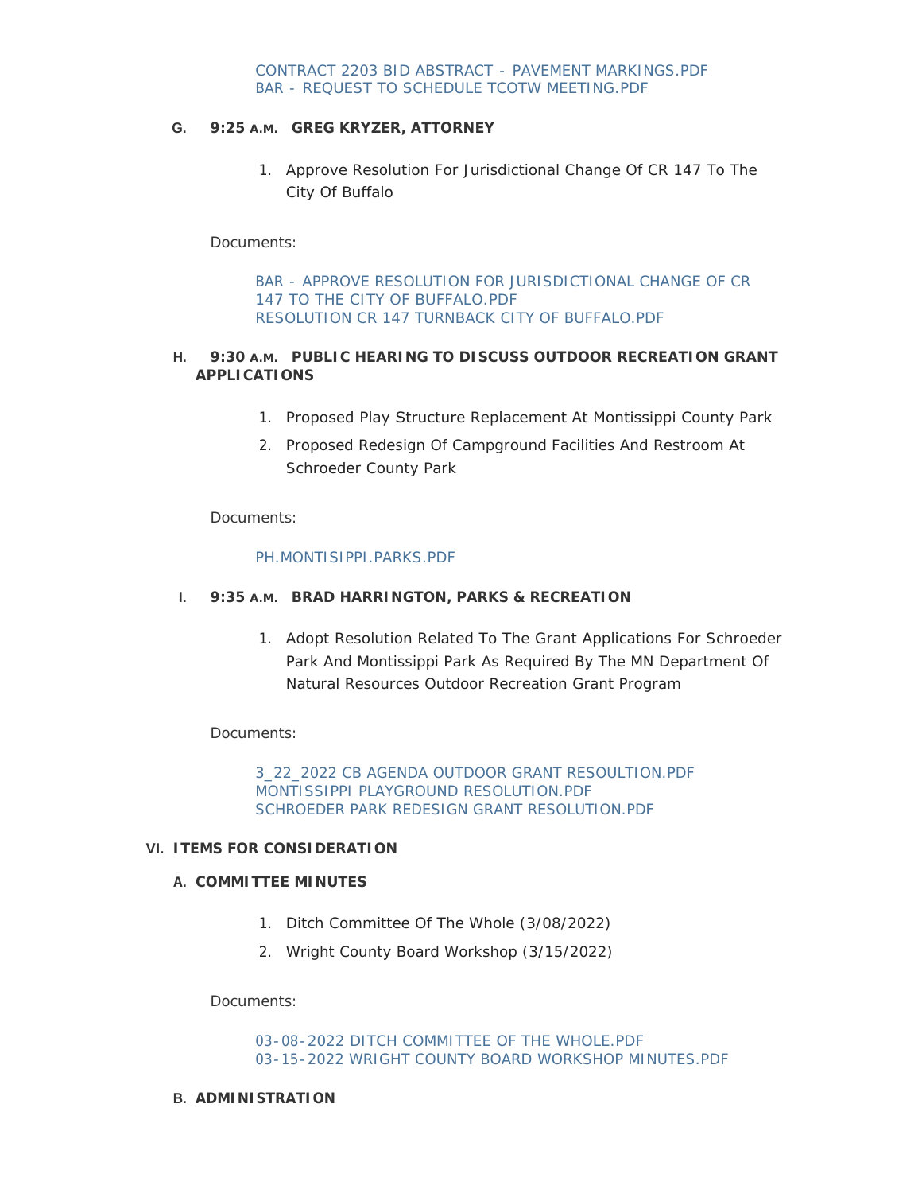CONTRACT 2203 BID ABSTRACT - PAVEMENT MARKINGS.PDF
BAR - REQUEST TO SCHEDULE TCOTW MEETING.PDF

**G. 9:25 A.M. GREG KRYZER, ATTORNEY**

1. Approve Resolution For Jurisdictional Change Of CR 147 To The City Of Buffalo

Documents:

BAR - APPROVE RESOLUTION FOR JURISDICTIONAL CHANGE OF CR 147 TO THE CITY OF BUFFALO.PDF
RESOLUTION CR 147 TURNBACK CITY OF BUFFALO.PDF

**H. 9:30 A.M. PUBLIC HEARING TO DISCUSS OUTDOOR RECREATION GRANT APPLICATIONS**

1. Proposed Play Structure Replacement At Montissippi County Park
2. Proposed Redesign Of Campground Facilities And Restroom At Schroeder County Park

Documents:

PH.MONTISIPPI.PARKS.PDF

**I. 9:35 A.M. BRAD HARRINGTON, PARKS & RECREATION**

1. Adopt Resolution Related To The Grant Applications For Schroeder Park And Montissippi Park As Required By The MN Department Of Natural Resources Outdoor Recreation Grant Program

Documents:

3_22_2022 CB AGENDA OUTDOOR GRANT RESOULTION.PDF
MONTISSIPPI PLAYGROUND RESOLUTION.PDF
SCHROEDER PARK REDESIGN GRANT RESOLUTION.PDF

## VI. ITEMS FOR CONSIDERATION

### A. COMMITTEE MINUTES

1. Ditch Committee Of The Whole (3/08/2022)
2. Wright County Board Workshop (3/15/2022)

Documents:

03-08-2022 DITCH COMMITTEE OF THE WHOLE.PDF
03-15-2022 WRIGHT COUNTY BOARD WORKSHOP MINUTES.PDF

### B. ADMINISTRATION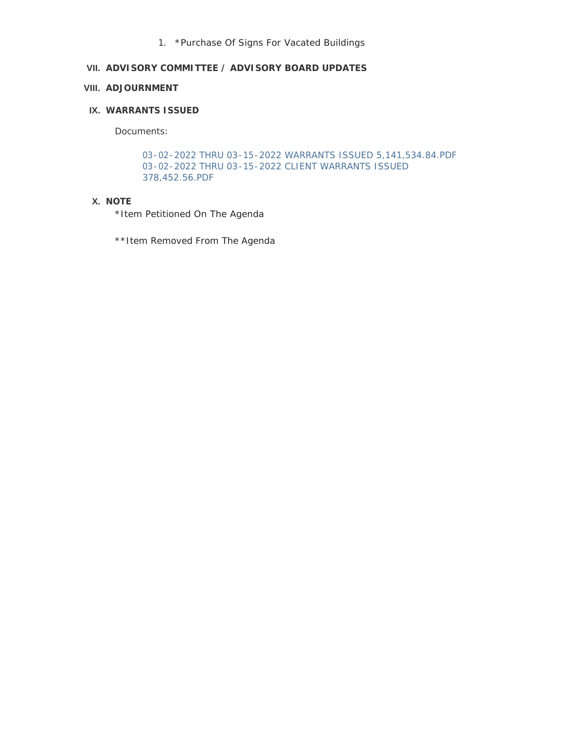1. *Purchase Of Signs For Vacated Buildings

## VII. ADVISORY COMMITTEE / ADVISORY BOARD UPDATES

## VIII. ADJOURNMENT

## IX. WARRANTS ISSUED

Documents:

03-02-2022 THRU 03-15-2022 WARRANTS ISSUED 5,141,534.84.PDF
03-02-2022 THRU 03-15-2022 CLIENT WARRANTS ISSUED 378,452.56.PDF

## X. NOTE

*Item Petitioned On The Agenda

**Item Removed From The Agenda